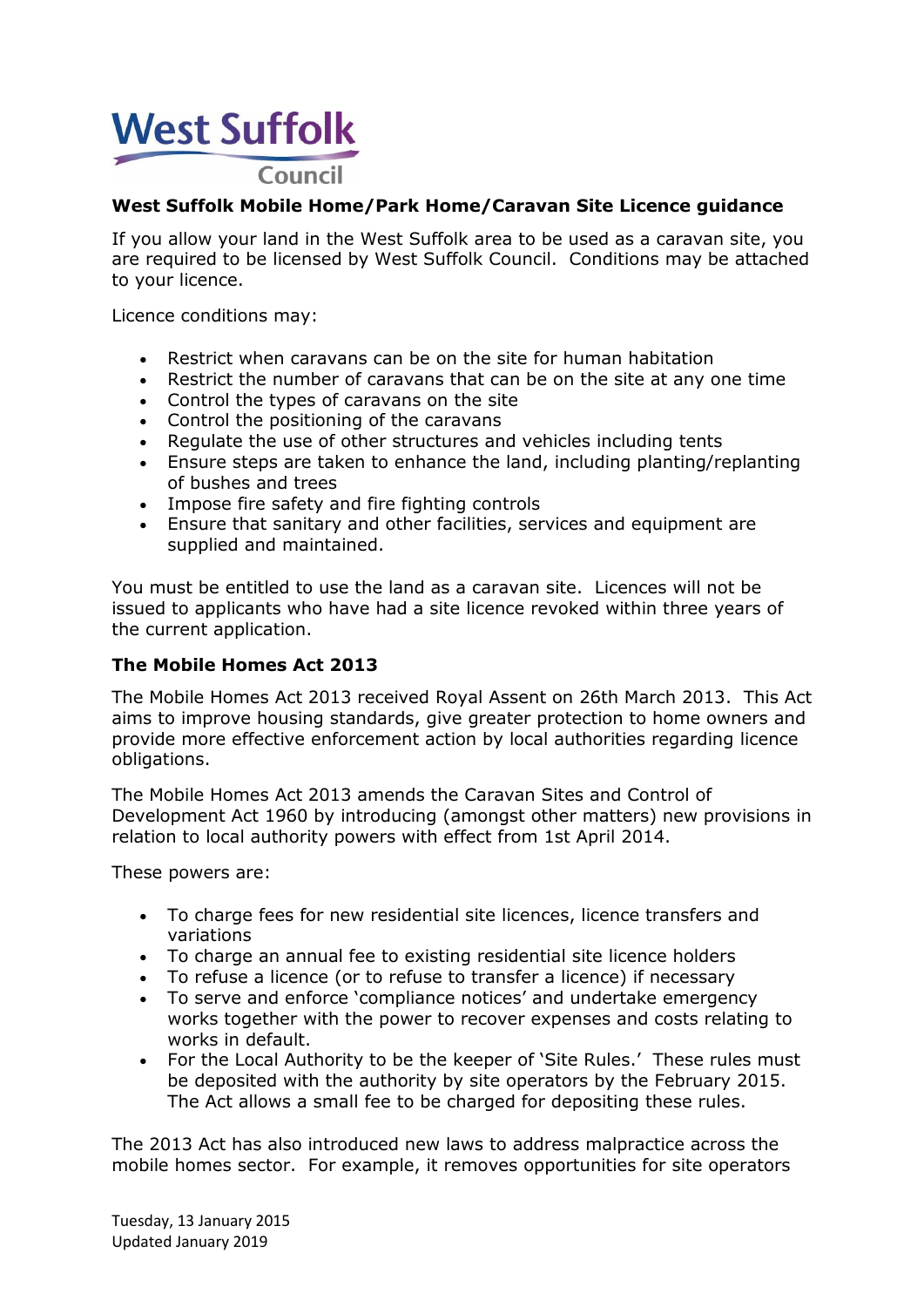West Suffolk Council

**West Suffolk Mobile Home/Park Home/Caravan Site Licence guidance**

If you allow your land in the West Suffolk area to be used as a caravan site, you are required to be licensed by West Suffolk Council. Conditions may be attached to your licence.

Licence conditions may:

- Restrict when caravans can be on the site for human habitation
- Restrict the number of caravans that can be on the site at any one time
- Control the types of caravans on the site
- Control the positioning of the caravans
- Regulate the use of other structures and vehicles including tents
- Ensure steps are taken to enhance the land, including planting/replanting of bushes and trees
- Impose fire safety and fire fighting controls
- Ensure that sanitary and other facilities, services and equipment are supplied and maintained.

You must be entitled to use the land as a caravan site. Licences will not be issued to applicants who have had a site licence revoked within three years of the current application.

**The Mobile Homes Act 2013**

The Mobile Homes Act 2013 received Royal Assent on 26th March 2013. This Act aims to improve housing standards, give greater protection to home owners and provide more effective enforcement action by local authorities regarding licence obligations.

The Mobile Homes Act 2013 amends the Caravan Sites and Control of Development Act 1960 by introducing (amongst other matters) new provisions in relation to local authority powers with effect from 1st April 2014.

These powers are:

- To charge fees for new residential site licences, licence transfers and variations
- To charge an annual fee to existing residential site licence holders
- To refuse a licence (or to refuse to transfer a licence) if necessary
- To serve and enforce 'compliance notices' and undertake emergency works together with the power to recover expenses and costs relating to works in default.
- For the Local Authority to be the keeper of 'Site Rules.' These rules must be deposited with the authority by site operators by the February 2015. The Act allows a small fee to be charged for depositing these rules.

The 2013 Act has also introduced new laws to address malpractice across the mobile homes sector. For example, it removes opportunities for site operators

Tuesday, 13 January 2015
Updated January 2019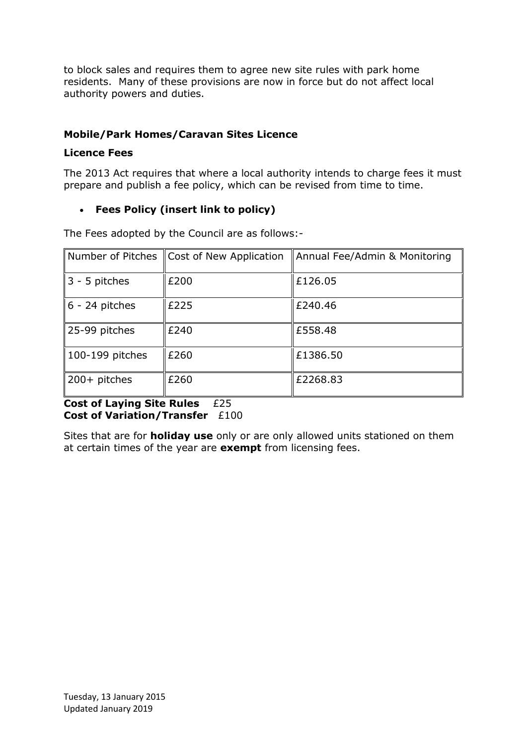to block sales and requires them to agree new site rules with park home residents. Many of these provisions are now in force but do not affect local authority powers and duties.

### Mobile/Park Homes/Caravan Sites Licence

### Licence Fees

The 2013 Act requires that where a local authority intends to charge fees it must prepare and publish a fee policy, which can be revised from time to time.

- **Fees Policy (insert link to policy)**

The Fees adopted by the Council are as follows:-

| Number of Pitches | Cost of New Application | Annual Fee/Admin & Monitoring |
|---|---|---|
| 3 - 5 pitches | £200 | £126.05 |
| 6 - 24 pitches | £225 | £240.46 |
| 25-99 pitches | £240 | £558.48 |
| 100-199 pitches | £260 | £1386.50 |
| 200+ pitches | £260 | £2268.83 |

**Cost of Laying Site Rules** £25
**Cost of Variation/Transfer** £100

Sites that are for **holiday use** only or are only allowed units stationed on them at certain times of the year are **exempt** from licensing fees.

Tuesday, 13 January 2015
Updated January 2019